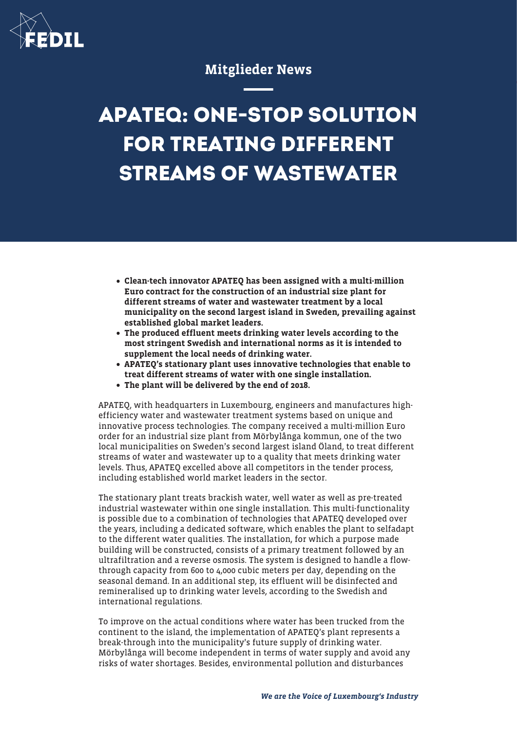Mitglieder News

# APATEQ: ONE-STOP SOLUTION FOR TREATING DIFFERENT STREAMS OF WASTEWATER

- **Clean-tech innovator APATEQ has been assigned with a multi-million Euro contract for the construction of an industrial size plant for different streams of water and wastewater treatment by a local municipality on the second largest island in Sweden, prevailing against established global market leaders.**
- **The produced effluent meets drinking water levels according to the most stringent Swedish and international norms as it is intended to supplement the local needs of drinking water.**
- **APATEQ's stationary plant uses innovative technologies that enable to treat different streams of water with one single installation.**
- **The plant will be delivered by the end of 2018.**

APATEQ, with headquarters in Luxembourg, engineers and manufactures high-efficiency water and wastewater treatment systems based on unique and innovative process technologies. The company received a multi-million Euro order for an industrial size plant from Mörbylånga kommun, one of the two local municipalities on Sweden's second largest island Öland, to treat different streams of water and wastewater up to a quality that meets drinking water levels. Thus, APATEQ excelled above all competitors in the tender process, including established world market leaders in the sector.

The stationary plant treats brackish water, well water as well as pre-treated industrial wastewater within one single installation. This multi-functionality is possible due to a combination of technologies that APATEQ developed over the years, including a dedicated software, which enables the plant to selfadapt to the different water qualities. The installation, for which a purpose made building will be constructed, consists of a primary treatment followed by an ultrafiltration and a reverse osmosis. The system is designed to handle a flow-through capacity from 600 to 4,000 cubic meters per day, depending on the seasonal demand. In an additional step, its effluent will be disinfected and remineralised up to drinking water levels, according to the Swedish and international regulations.

To improve on the actual conditions where water has been trucked from the continent to the island, the implementation of APATEQ's plant represents a break-through into the municipality's future supply of drinking water. Mörbylånga will become independent in terms of water supply and avoid any risks of water shortages. Besides, environmental pollution and disturbances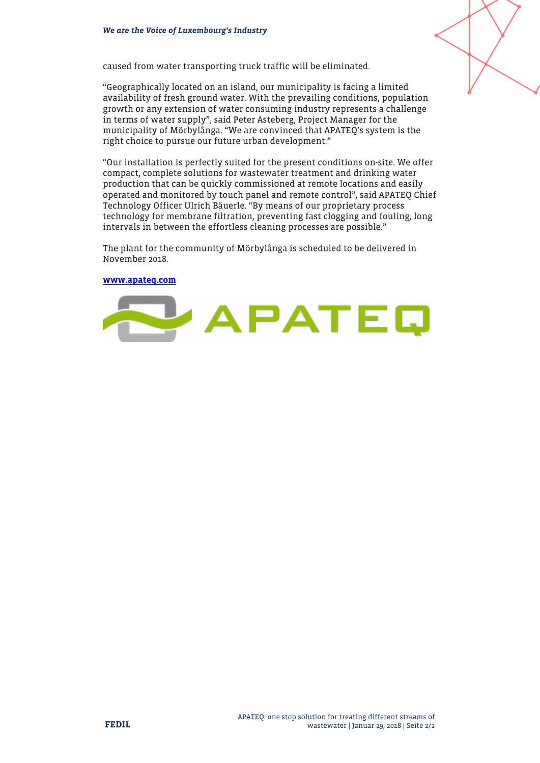caused from water transporting truck traffic will be eliminated.

“Geographically located on an island, our municipality is facing a limited availability of fresh ground water. With the prevailing conditions, population growth or any extension of water consuming industry represents a challenge in terms of water supply”, said Peter Asteberg, Project Manager for the municipality of Mörbylånga. “We are convinced that APATEQ’s system is the right choice to pursue our future urban development.”

“Our installation is perfectly suited for the present conditions on-site. We offer compact, complete solutions for wastewater treatment and drinking water production that can be quickly commissioned at remote locations and easily operated and monitored by touch panel and remote control”, said APATEQ Chief Technology Officer Ulrich Bäuerle. “By means of our proprietary process technology for membrane filtration, preventing fast clogging and fouling, long intervals in between the effortless cleaning processes are possible.”

The plant for the community of Mörbylånga is scheduled to be delivered in November 2018.

**[www.apateq.com](http://www.apateq.com)**